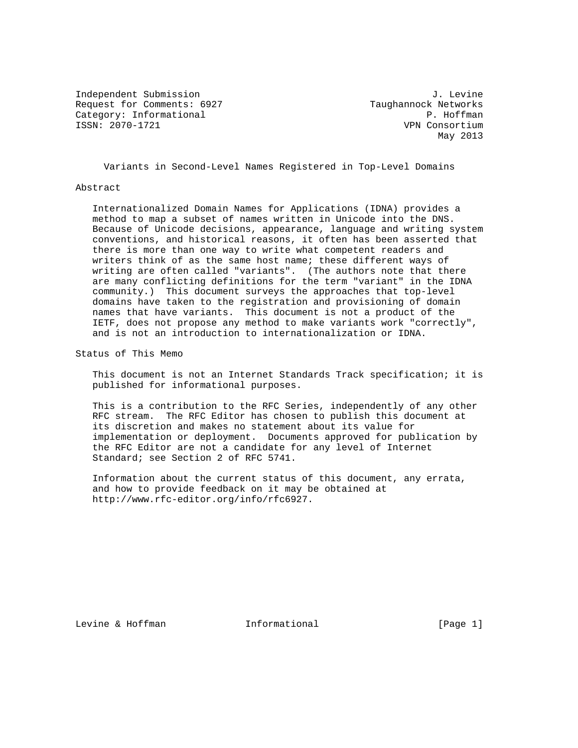Independent Submission J. Levine
Request for Comments: 6927 Taughannock Networks
Category: Informational P. Hoffman
ISSN: 2070-1721 VPN Consortium
May 2013

# Variants in Second-Level Names Registered in Top-Level Domains

## Abstract

Internationalized Domain Names for Applications (IDNA) provides a method to map a subset of names written in Unicode into the DNS. Because of Unicode decisions, appearance, language and writing system conventions, and historical reasons, it often has been asserted that there is more than one way to write what competent readers and writers think of as the same host name; these different ways of writing are often called "variants". (The authors note that there are many conflicting definitions for the term "variant" in the IDNA community.) This document surveys the approaches that top-level domains have taken to the registration and provisioning of domain names that have variants. This document is not a product of the IETF, does not propose any method to make variants work "correctly", and is not an introduction to internationalization or IDNA.

## Status of This Memo

This document is not an Internet Standards Track specification; it is published for informational purposes.

This is a contribution to the RFC Series, independently of any other RFC stream. The RFC Editor has chosen to publish this document at its discretion and makes no statement about its value for implementation or deployment. Documents approved for publication by the RFC Editor are not a candidate for any level of Internet Standard; see Section 2 of RFC 5741.

Information about the current status of this document, any errata, and how to provide feedback on it may be obtained at http://www.rfc-editor.org/info/rfc6927.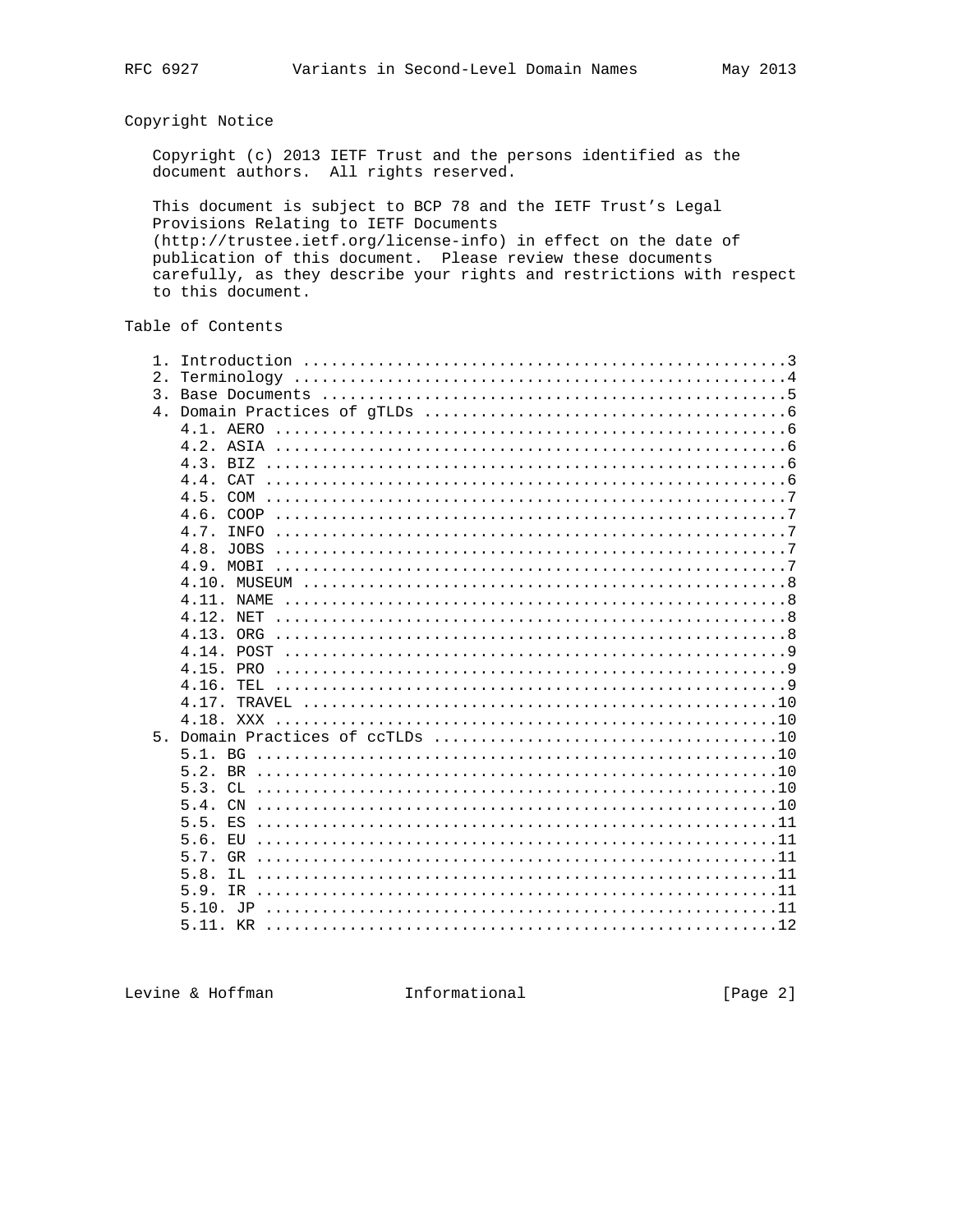## Copyright Notice

Copyright (c) 2013 IETF Trust and the persons identified as the document authors. All rights reserved.

This document is subject to BCP 78 and the IETF Trust's Legal Provisions Relating to IETF Documents (http://trustee.ietf.org/license-info) in effect on the date of publication of this document. Please review these documents carefully, as they describe your rights and restrictions with respect to this document.

## Table of Contents

```
   1. Introduction ....................................................3
   2. Terminology .....................................................4
   3. Base Documents ..................................................5
   4. Domain Practices of gTLDs .......................................6
      4.1. AERO .......................................................6
      4.2. ASIA .......................................................6
      4.3. BIZ ........................................................6
      4.4. CAT ........................................................6
      4.5. COM ........................................................7
      4.6. COOP .......................................................7
      4.7. INFO .......................................................7
      4.8. JOBS .......................................................7
      4.9. MOBI .......................................................7
      4.10. MUSEUM ....................................................8
      4.11. NAME ......................................................8
      4.12. NET .......................................................8
      4.13. ORG .......................................................8
      4.14. POST ......................................................9
      4.15. PRO .......................................................9
      4.16. TEL .......................................................9
      4.17. TRAVEL ...................................................10
      4.18. XXX ......................................................10
   5. Domain Practices of ccTLDs .....................................10
      5.1. BG ........................................................10
      5.2. BR ........................................................10
      5.3. CL ........................................................10
      5.4. CN ........................................................10
      5.5. ES ........................................................11
      5.6. EU ........................................................11
      5.7. GR ........................................................11
      5.8. IL ........................................................11
      5.9. IR ........................................................11
      5.10. JP .......................................................11
      5.11. KR .......................................................12
```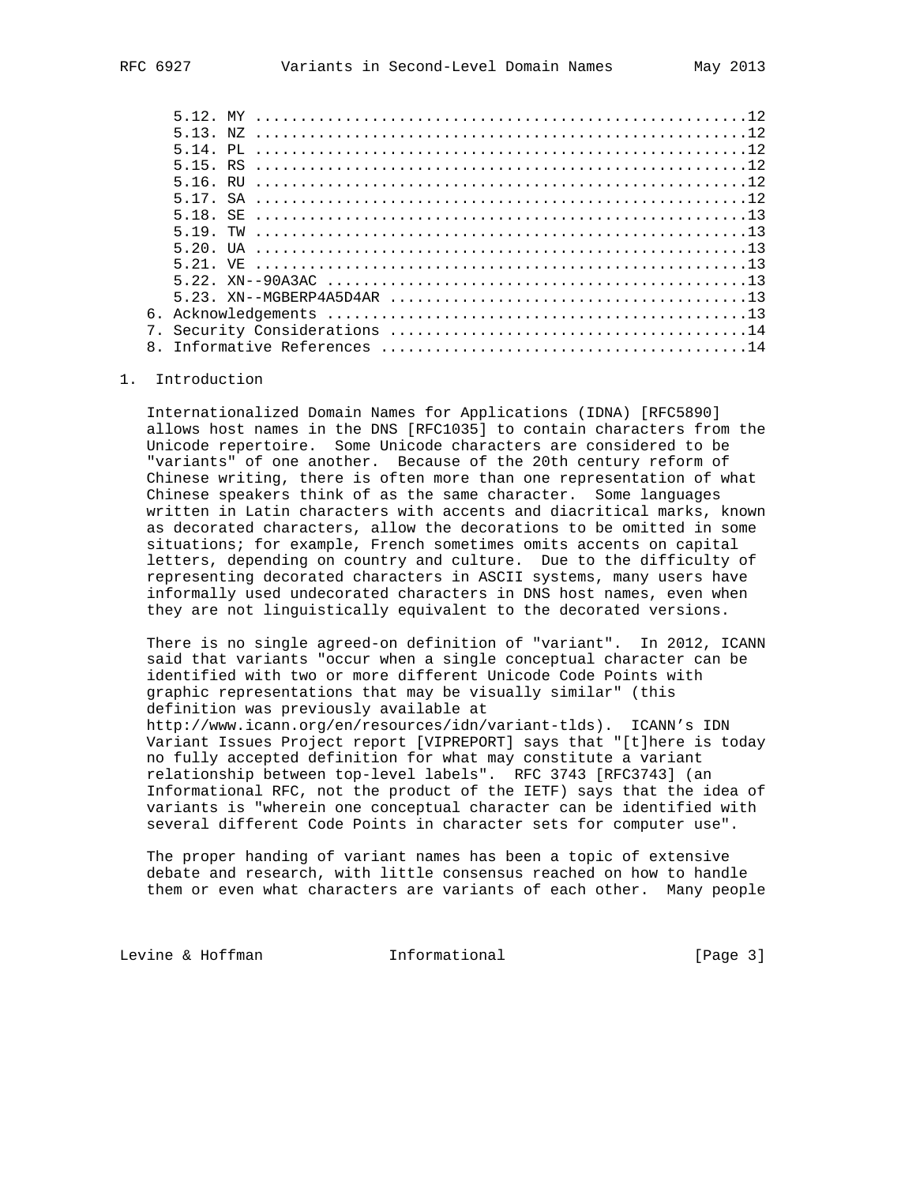5.12. MY .......................................................12
5.13. NZ .......................................................12
5.14. PL .......................................................12
5.15. RS .......................................................12
5.16. RU .......................................................12
5.17. SA .......................................................12
5.18. SE .......................................................13
5.19. TW .......................................................13
5.20. UA .......................................................13
5.21. VE .......................................................13
5.22. XN--90A3AC ...............................................13
5.23. XN--MGBERP4A5D4AR ........................................13
6. Acknowledgements ...............................................13
7. Security Considerations ........................................14
8. Informative References .........................................14

## 1. Introduction

Internationalized Domain Names for Applications (IDNA) [RFC5890] allows host names in the DNS [RFC1035] to contain characters from the Unicode repertoire. Some Unicode characters are considered to be "variants" of one another. Because of the 20th century reform of Chinese writing, there is often more than one representation of what Chinese speakers think of as the same character. Some languages written in Latin characters with accents and diacritical marks, known as decorated characters, allow the decorations to be omitted in some situations; for example, French sometimes omits accents on capital letters, depending on country and culture. Due to the difficulty of representing decorated characters in ASCII systems, many users have informally used undecorated characters in DNS host names, even when they are not linguistically equivalent to the decorated versions.

There is no single agreed-on definition of "variant". In 2012, ICANN said that variants "occur when a single conceptual character can be identified with two or more different Unicode Code Points with graphic representations that may be visually similar" (this definition was previously available at http://www.icann.org/en/resources/idn/variant-tlds). ICANN's IDN Variant Issues Project report [VIPREPORT] says that "[t]here is today no fully accepted definition for what may constitute a variant relationship between top-level labels". RFC 3743 [RFC3743] (an Informational RFC, not the product of the IETF) says that the idea of variants is "wherein one conceptual character can be identified with several different Code Points in character sets for computer use".

The proper handing of variant names has been a topic of extensive debate and research, with little consensus reached on how to handle them or even what characters are variants of each other. Many people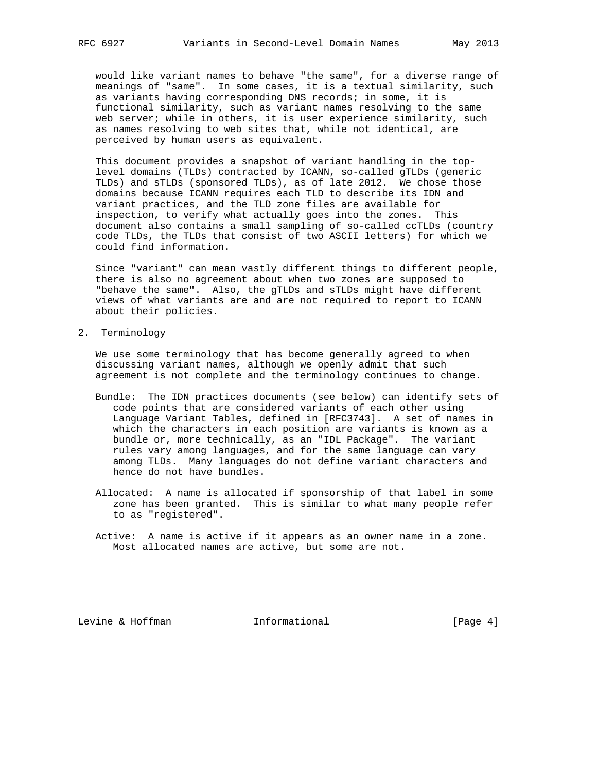would like variant names to behave "the same", for a diverse range of meanings of "same". In some cases, it is a textual similarity, such as variants having corresponding DNS records; in some, it is functional similarity, such as variant names resolving to the same web server; while in others, it is user experience similarity, such as names resolving to web sites that, while not identical, are perceived by human users as equivalent.

This document provides a snapshot of variant handling in the top-level domains (TLDs) contracted by ICANN, so-called gTLDs (generic TLDs) and sTLDs (sponsored TLDs), as of late 2012. We chose those domains because ICANN requires each TLD to describe its IDN and variant practices, and the TLD zone files are available for inspection, to verify what actually goes into the zones. This document also contains a small sampling of so-called ccTLDs (country code TLDs, the TLDs that consist of two ASCII letters) for which we could find information.

Since "variant" can mean vastly different things to different people, there is also no agreement about when two zones are supposed to "behave the same". Also, the gTLDs and sTLDs might have different views of what variants are and are not required to report to ICANN about their policies.

## 2. Terminology

We use some terminology that has become generally agreed to when discussing variant names, although we openly admit that such agreement is not complete and the terminology continues to change.

Bundle: The IDN practices documents (see below) can identify sets of code points that are considered variants of each other using Language Variant Tables, defined in [RFC3743]. A set of names in which the characters in each position are variants is known as a bundle or, more technically, as an "IDL Package". The variant rules vary among languages, and for the same language can vary among TLDs. Many languages do not define variant characters and hence do not have bundles.

Allocated: A name is allocated if sponsorship of that label in some zone has been granted. This is similar to what many people refer to as "registered".

Active: A name is active if it appears as an owner name in a zone. Most allocated names are active, but some are not.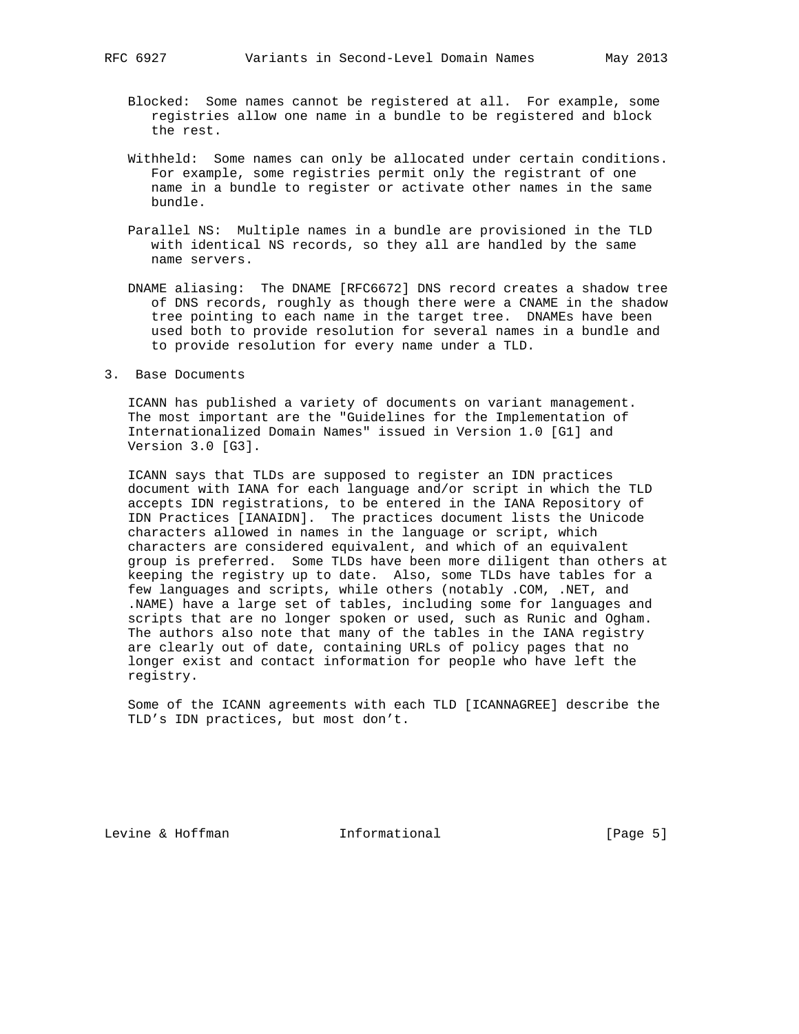Blocked: Some names cannot be registered at all. For example, some registries allow one name in a bundle to be registered and block the rest.

Withheld: Some names can only be allocated under certain conditions. For example, some registries permit only the registrant of one name in a bundle to register or activate other names in the same bundle.

Parallel NS: Multiple names in a bundle are provisioned in the TLD with identical NS records, so they all are handled by the same name servers.

DNAME aliasing: The DNAME [RFC6672] DNS record creates a shadow tree of DNS records, roughly as though there were a CNAME in the shadow tree pointing to each name in the target tree. DNAMEs have been used both to provide resolution for several names in a bundle and to provide resolution for every name under a TLD.

## 3. Base Documents

ICANN has published a variety of documents on variant management. The most important are the "Guidelines for the Implementation of Internationalized Domain Names" issued in Version 1.0 [G1] and Version 3.0 [G3].

ICANN says that TLDs are supposed to register an IDN practices document with IANA for each language and/or script in which the TLD accepts IDN registrations, to be entered in the IANA Repository of IDN Practices [IANAIDN]. The practices document lists the Unicode characters allowed in names in the language or script, which characters are considered equivalent, and which of an equivalent group is preferred. Some TLDs have been more diligent than others at keeping the registry up to date. Also, some TLDs have tables for a few languages and scripts, while others (notably .COM, .NET, and .NAME) have a large set of tables, including some for languages and scripts that are no longer spoken or used, such as Runic and Ogham. The authors also note that many of the tables in the IANA registry are clearly out of date, containing URLs of policy pages that no longer exist and contact information for people who have left the registry.

Some of the ICANN agreements with each TLD [ICANNAGREE] describe the TLD’s IDN practices, but most don’t.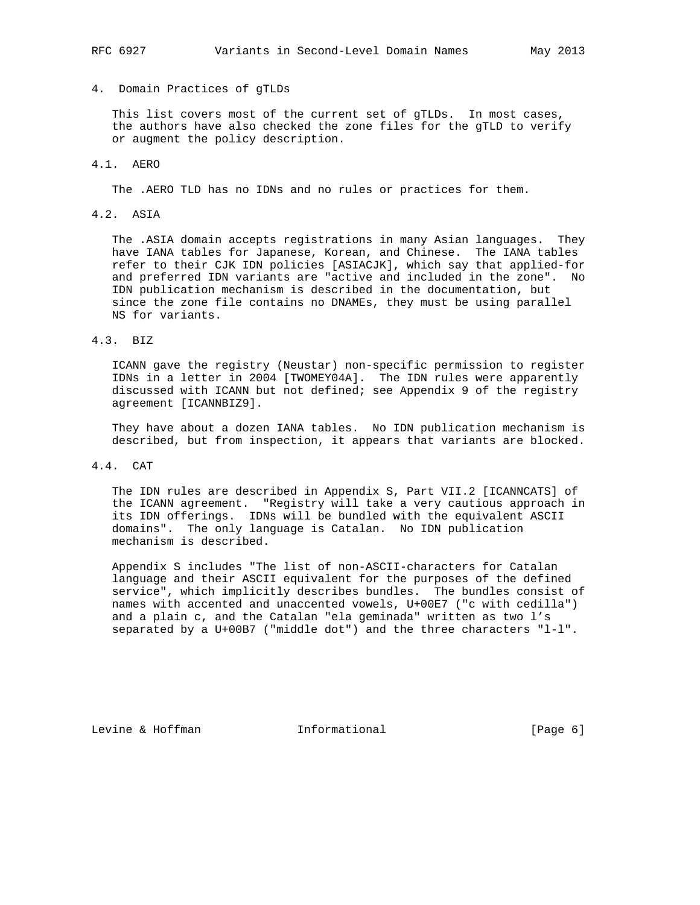## 4. Domain Practices of gTLDs

This list covers most of the current set of gTLDs. In most cases, the authors have also checked the zone files for the gTLD to verify or augment the policy description.

### 4.1. AERO

The .AERO TLD has no IDNs and no rules or practices for them.

### 4.2. ASIA

The .ASIA domain accepts registrations in many Asian languages. They have IANA tables for Japanese, Korean, and Chinese. The IANA tables refer to their CJK IDN policies [ASIACJK], which say that applied-for and preferred IDN variants are "active and included in the zone". No IDN publication mechanism is described in the documentation, but since the zone file contains no DNAMEs, they must be using parallel NS for variants.

### 4.3. BIZ

ICANN gave the registry (Neustar) non-specific permission to register IDNs in a letter in 2004 [TWOMEY04A]. The IDN rules were apparently discussed with ICANN but not defined; see Appendix 9 of the registry agreement [ICANNBIZ9].

They have about a dozen IANA tables. No IDN publication mechanism is described, but from inspection, it appears that variants are blocked.

### 4.4. CAT

The IDN rules are described in Appendix S, Part VII.2 [ICANNCATS] of the ICANN agreement. "Registry will take a very cautious approach in its IDN offerings. IDNs will be bundled with the equivalent ASCII domains". The only language is Catalan. No IDN publication mechanism is described.

Appendix S includes "The list of non-ASCII-characters for Catalan language and their ASCII equivalent for the purposes of the defined service", which implicitly describes bundles. The bundles consist of names with accented and unaccented vowels, U+00E7 ("c with cedilla") and a plain c, and the Catalan "ela geminada" written as two l's separated by a U+00B7 ("middle dot") and the three characters "l-l".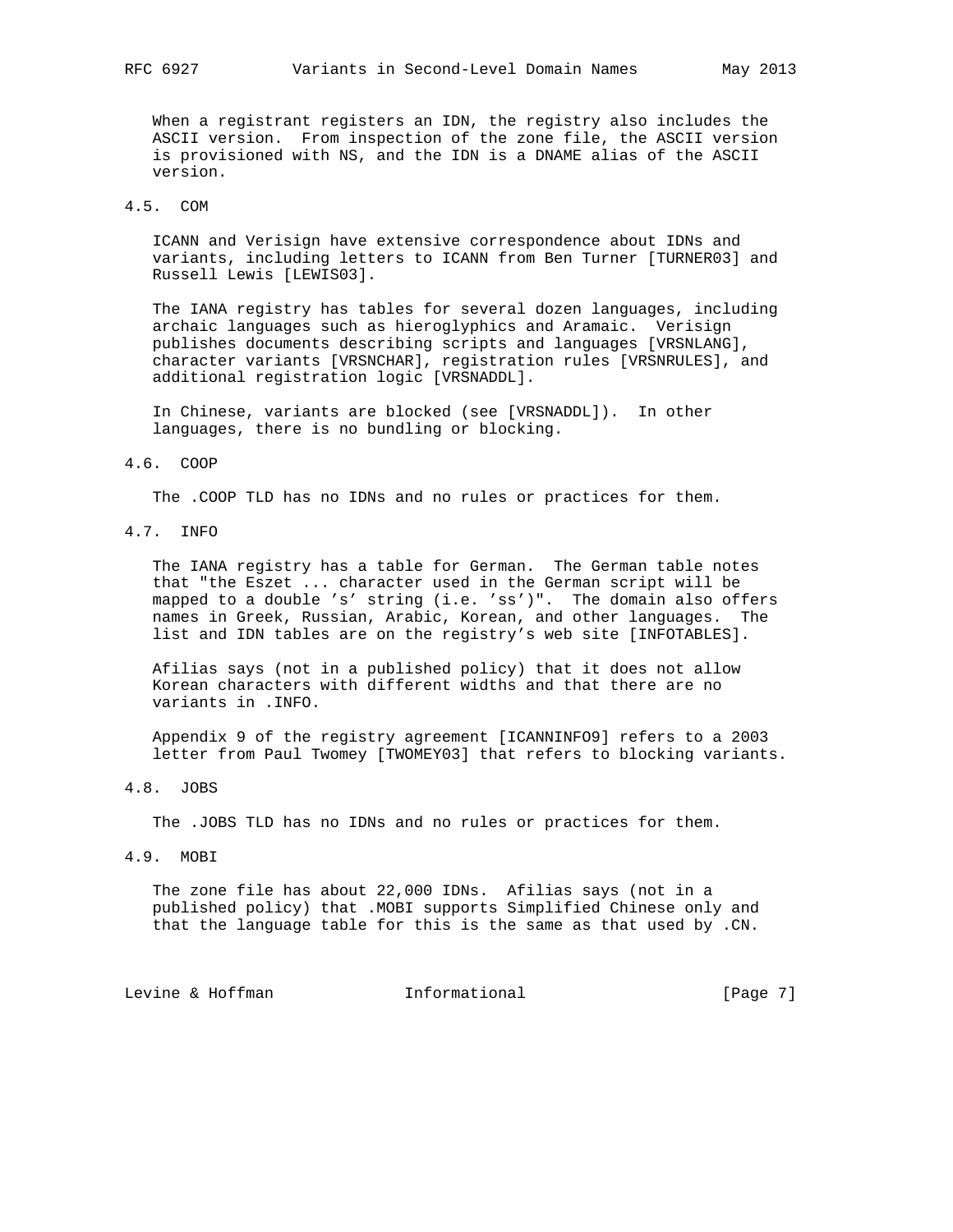When a registrant registers an IDN, the registry also includes the ASCII version. From inspection of the zone file, the ASCII version is provisioned with NS, and the IDN is a DNAME alias of the ASCII version.

### 4.5. COM

ICANN and Verisign have extensive correspondence about IDNs and variants, including letters to ICANN from Ben Turner [TURNER03] and Russell Lewis [LEWIS03].

The IANA registry has tables for several dozen languages, including archaic languages such as hieroglyphics and Aramaic. Verisign publishes documents describing scripts and languages [VRSNLANG], character variants [VRSNCHAR], registration rules [VRSNRULES], and additional registration logic [VRSNADDL].

In Chinese, variants are blocked (see [VRSNADDL]). In other languages, there is no bundling or blocking.

### 4.6. COOP

The .COOP TLD has no IDNs and no rules or practices for them.

### 4.7. INFO

The IANA registry has a table for German. The German table notes that "the Eszet ... character used in the German script will be mapped to a double 's' string (i.e. 'ss')". The domain also offers names in Greek, Russian, Arabic, Korean, and other languages. The list and IDN tables are on the registry's web site [INFOTABLES].

Afilias says (not in a published policy) that it does not allow Korean characters with different widths and that there are no variants in .INFO.

Appendix 9 of the registry agreement [ICANNINFO9] refers to a 2003 letter from Paul Twomey [TWOMEY03] that refers to blocking variants.

### 4.8. JOBS

The .JOBS TLD has no IDNs and no rules or practices for them.

### 4.9. MOBI

The zone file has about 22,000 IDNs. Afilias says (not in a published policy) that .MOBI supports Simplified Chinese only and that the language table for this is the same as that used by .CN.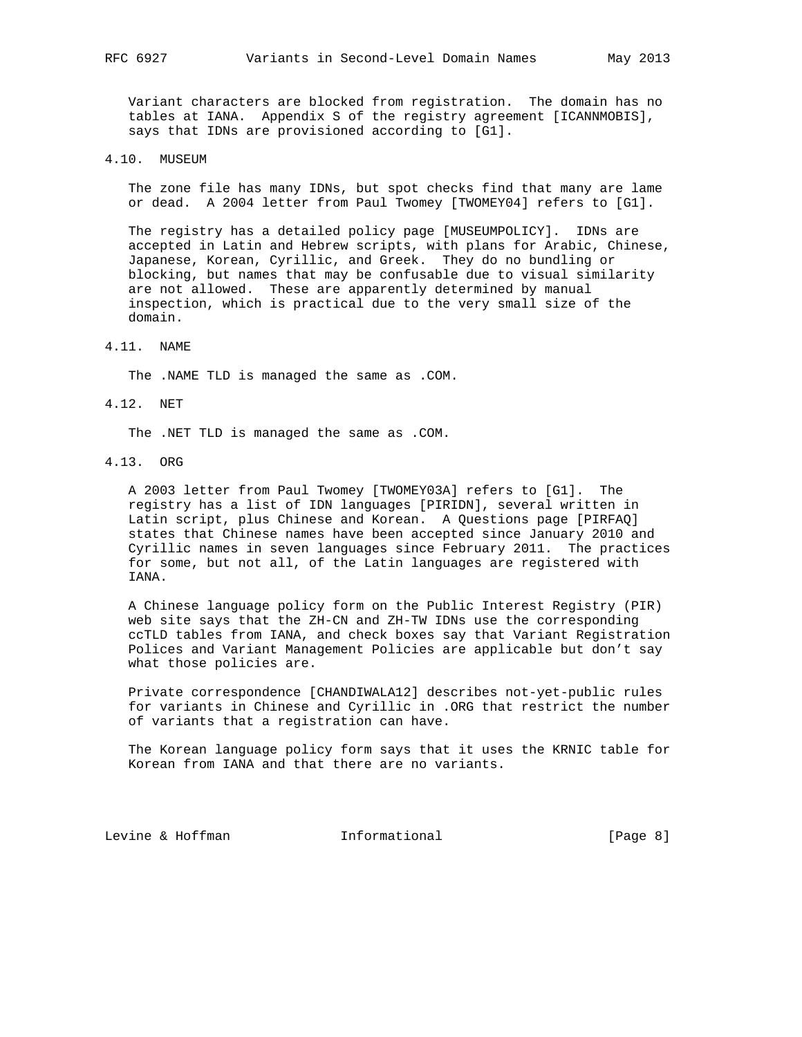Variant characters are blocked from registration. The domain has no tables at IANA. Appendix S of the registry agreement [ICANNMOBIS], says that IDNs are provisioned according to [G1].

### 4.10. MUSEUM

The zone file has many IDNs, but spot checks find that many are lame or dead. A 2004 letter from Paul Twomey [TWOMEY04] refers to [G1].

The registry has a detailed policy page [MUSEUMPOLICY]. IDNs are accepted in Latin and Hebrew scripts, with plans for Arabic, Chinese, Japanese, Korean, Cyrillic, and Greek. They do no bundling or blocking, but names that may be confusable due to visual similarity are not allowed. These are apparently determined by manual inspection, which is practical due to the very small size of the domain.

### 4.11. NAME

The .NAME TLD is managed the same as .COM.

### 4.12. NET

The .NET TLD is managed the same as .COM.

### 4.13. ORG

A 2003 letter from Paul Twomey [TWOMEY03A] refers to [G1]. The registry has a list of IDN languages [PIRIDN], several written in Latin script, plus Chinese and Korean. A Questions page [PIRFAQ] states that Chinese names have been accepted since January 2010 and Cyrillic names in seven languages since February 2011. The practices for some, but not all, of the Latin languages are registered with IANA.

A Chinese language policy form on the Public Interest Registry (PIR) web site says that the ZH-CN and ZH-TW IDNs use the corresponding ccTLD tables from IANA, and check boxes say that Variant Registration Polices and Variant Management Policies are applicable but don't say what those policies are.

Private correspondence [CHANDIWALA12] describes not-yet-public rules for variants in Chinese and Cyrillic in .ORG that restrict the number of variants that a registration can have.

The Korean language policy form says that it uses the KRNIC table for Korean from IANA and that there are no variants.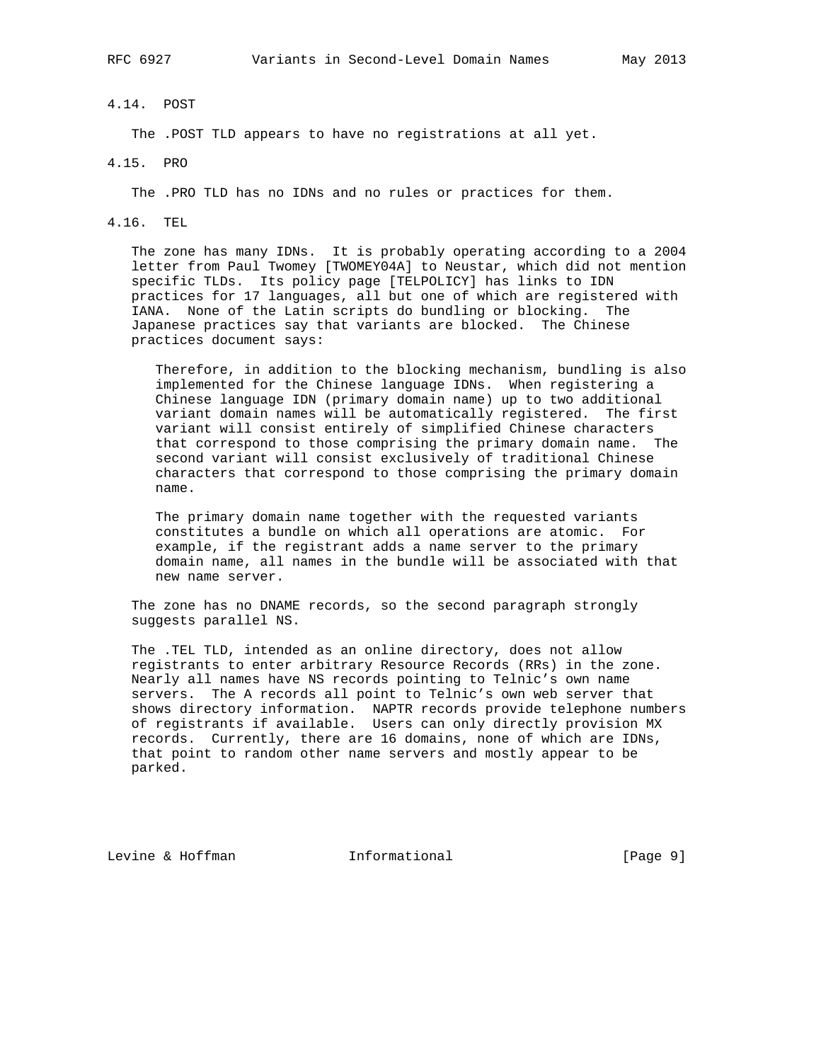### 4.14. POST

The .POST TLD appears to have no registrations at all yet.

### 4.15. PRO

The .PRO TLD has no IDNs and no rules or practices for them.

### 4.16. TEL

The zone has many IDNs. It is probably operating according to a 2004 letter from Paul Twomey [TWOMEY04A] to Neustar, which did not mention specific TLDs. Its policy page [TELPOLICY] has links to IDN practices for 17 languages, all but one of which are registered with IANA. None of the Latin scripts do bundling or blocking. The Japanese practices say that variants are blocked. The Chinese practices document says:

> Therefore, in addition to the blocking mechanism, bundling is also implemented for the Chinese language IDNs. When registering a Chinese language IDN (primary domain name) up to two additional variant domain names will be automatically registered. The first variant will consist entirely of simplified Chinese characters that correspond to those comprising the primary domain name. The second variant will consist exclusively of traditional Chinese characters that correspond to those comprising the primary domain name.
>
> The primary domain name together with the requested variants constitutes a bundle on which all operations are atomic. For example, if the registrant adds a name server to the primary domain name, all names in the bundle will be associated with that new name server.

The zone has no DNAME records, so the second paragraph strongly suggests parallel NS.

The .TEL TLD, intended as an online directory, does not allow registrants to enter arbitrary Resource Records (RRs) in the zone. Nearly all names have NS records pointing to Telnic's own name servers. The A records all point to Telnic's own web server that shows directory information. NAPTR records provide telephone numbers of registrants if available. Users can only directly provision MX records. Currently, there are 16 domains, none of which are IDNs, that point to random other name servers and mostly appear to be parked.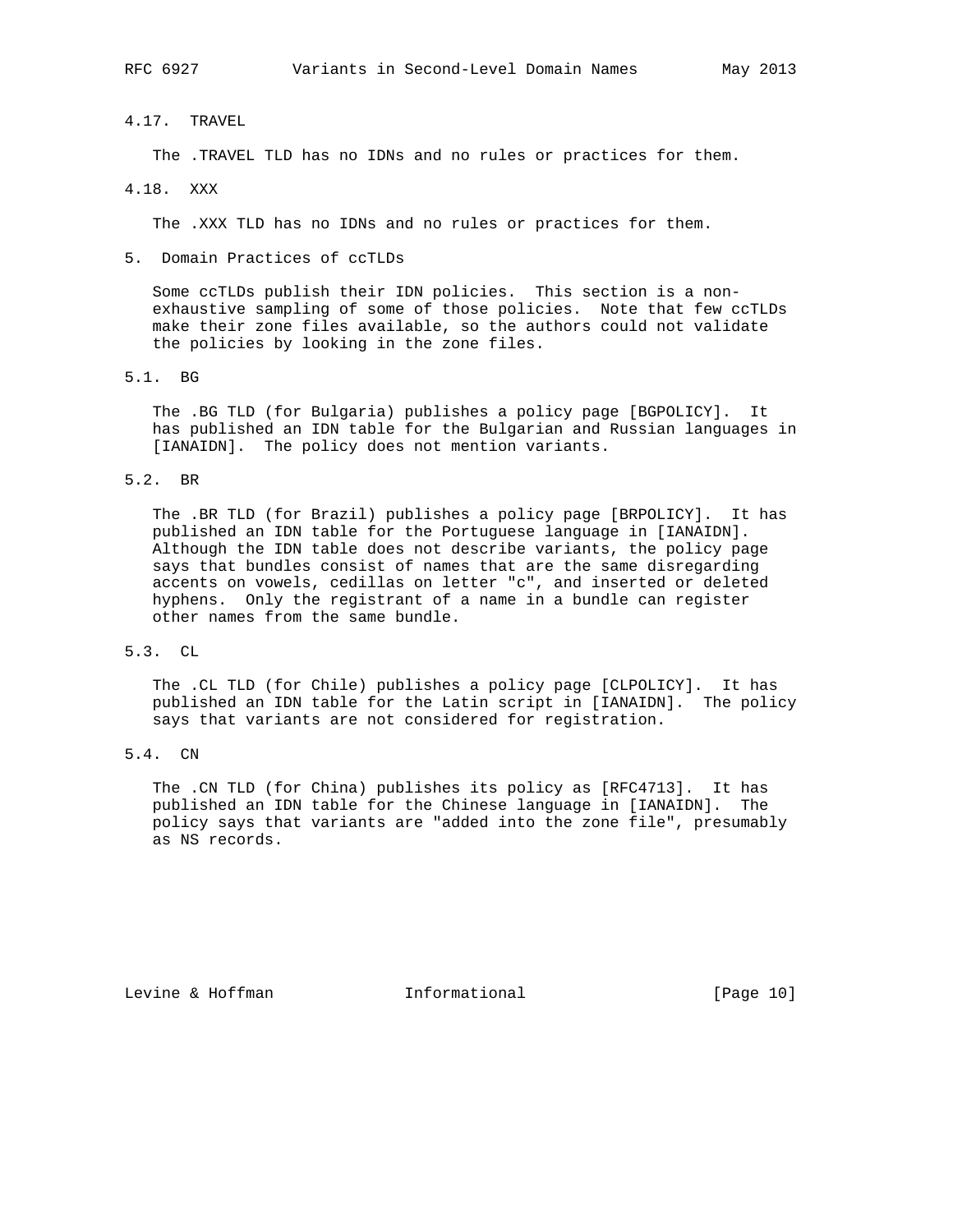### 4.17. TRAVEL

The .TRAVEL TLD has no IDNs and no rules or practices for them.

### 4.18. XXX

The .XXX TLD has no IDNs and no rules or practices for them.

## 5. Domain Practices of ccTLDs

Some ccTLDs publish their IDN policies. This section is a non-exhaustive sampling of some of those policies. Note that few ccTLDs make their zone files available, so the authors could not validate the policies by looking in the zone files.

### 5.1. BG

The .BG TLD (for Bulgaria) publishes a policy page [BGPOLICY]. It has published an IDN table for the Bulgarian and Russian languages in [IANAIDN]. The policy does not mention variants.

### 5.2. BR

The .BR TLD (for Brazil) publishes a policy page [BRPOLICY]. It has published an IDN table for the Portuguese language in [IANAIDN]. Although the IDN table does not describe variants, the policy page says that bundles consist of names that are the same disregarding accents on vowels, cedillas on letter "c", and inserted or deleted hyphens. Only the registrant of a name in a bundle can register other names from the same bundle.

### 5.3. CL

The .CL TLD (for Chile) publishes a policy page [CLPOLICY]. It has published an IDN table for the Latin script in [IANAIDN]. The policy says that variants are not considered for registration.

### 5.4. CN

The .CN TLD (for China) publishes its policy as [RFC4713]. It has published an IDN table for the Chinese language in [IANAIDN]. The policy says that variants are "added into the zone file", presumably as NS records.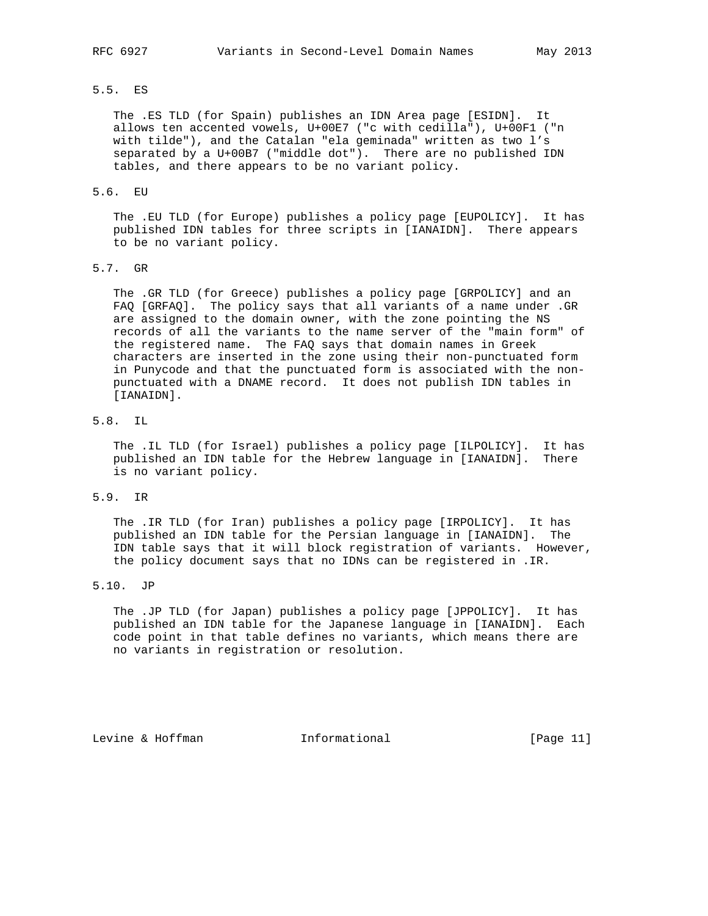### 5.5. ES

The .ES TLD (for Spain) publishes an IDN Area page [ESIDN]. It allows ten accented vowels, U+00E7 ("c with cedilla"), U+00F1 ("n with tilde"), and the Catalan "ela geminada" written as two l's separated by a U+00B7 ("middle dot"). There are no published IDN tables, and there appears to be no variant policy.

### 5.6. EU

The .EU TLD (for Europe) publishes a policy page [EUPOLICY]. It has published IDN tables for three scripts in [IANAIDN]. There appears to be no variant policy.

### 5.7. GR

The .GR TLD (for Greece) publishes a policy page [GRPOLICY] and an FAQ [GRFAQ]. The policy says that all variants of a name under .GR are assigned to the domain owner, with the zone pointing the NS records of all the variants to the name server of the "main form" of the registered name. The FAQ says that domain names in Greek characters are inserted in the zone using their non-punctuated form in Punycode and that the punctuated form is associated with the non-punctuated with a DNAME record. It does not publish IDN tables in [IANAIDN].

### 5.8. IL

The .IL TLD (for Israel) publishes a policy page [ILPOLICY]. It has published an IDN table for the Hebrew language in [IANAIDN]. There is no variant policy.

### 5.9. IR

The .IR TLD (for Iran) publishes a policy page [IRPOLICY]. It has published an IDN table for the Persian language in [IANAIDN]. The IDN table says that it will block registration of variants. However, the policy document says that no IDNs can be registered in .IR.

### 5.10. JP

The .JP TLD (for Japan) publishes a policy page [JPPOLICY]. It has published an IDN table for the Japanese language in [IANAIDN]. Each code point in that table defines no variants, which means there are no variants in registration or resolution.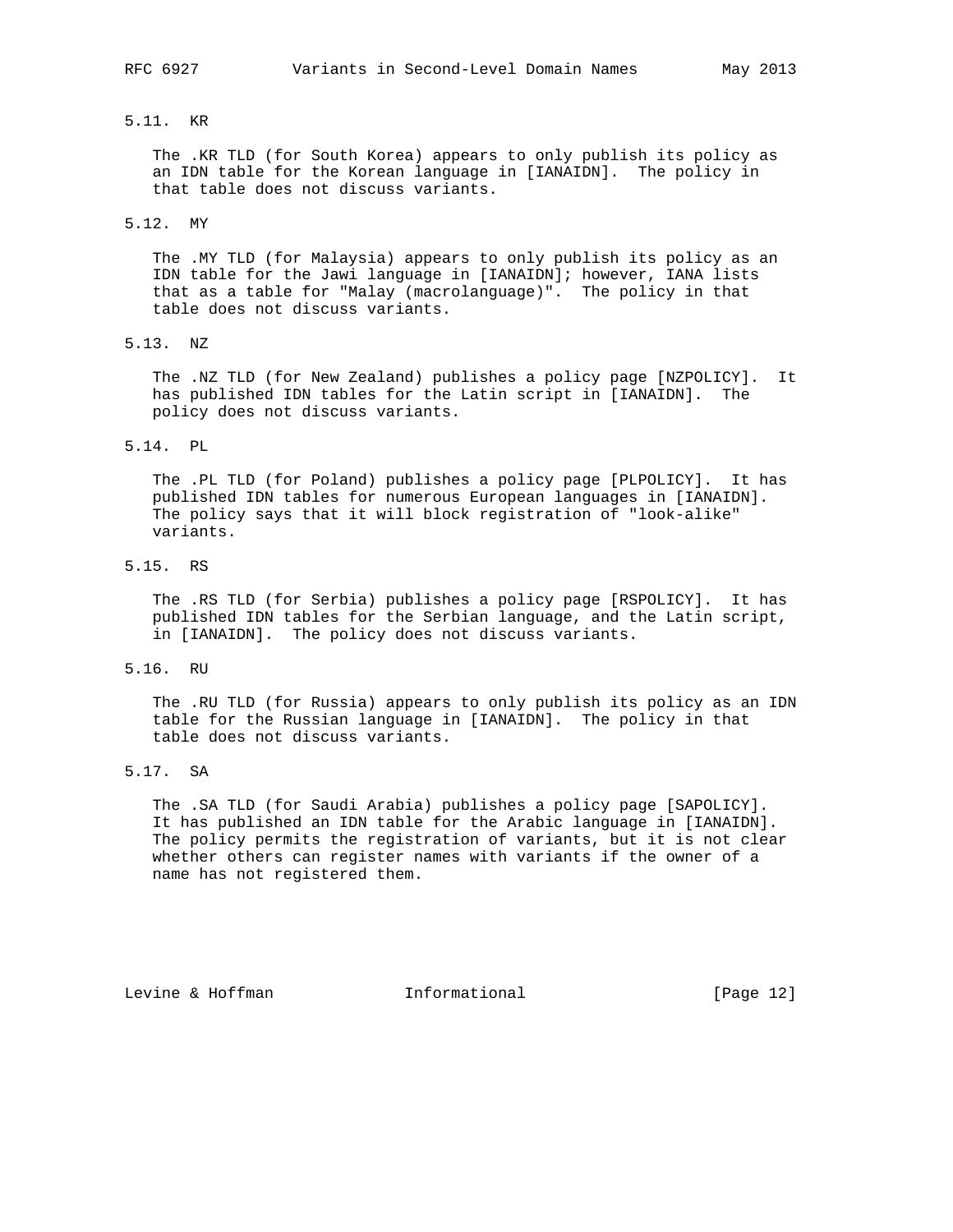### 5.11. KR

The .KR TLD (for South Korea) appears to only publish its policy as an IDN table for the Korean language in [IANAIDN]. The policy in that table does not discuss variants.

### 5.12. MY

The .MY TLD (for Malaysia) appears to only publish its policy as an IDN table for the Jawi language in [IANAIDN]; however, IANA lists that as a table for "Malay (macrolanguage)". The policy in that table does not discuss variants.

### 5.13. NZ

The .NZ TLD (for New Zealand) publishes a policy page [NZPOLICY]. It has published IDN tables for the Latin script in [IANAIDN]. The policy does not discuss variants.

### 5.14. PL

The .PL TLD (for Poland) publishes a policy page [PLPOLICY]. It has published IDN tables for numerous European languages in [IANAIDN]. The policy says that it will block registration of "look-alike" variants.

### 5.15. RS

The .RS TLD (for Serbia) publishes a policy page [RSPOLICY]. It has published IDN tables for the Serbian language, and the Latin script, in [IANAIDN]. The policy does not discuss variants.

### 5.16. RU

The .RU TLD (for Russia) appears to only publish its policy as an IDN table for the Russian language in [IANAIDN]. The policy in that table does not discuss variants.

### 5.17. SA

The .SA TLD (for Saudi Arabia) publishes a policy page [SAPOLICY]. It has published an IDN table for the Arabic language in [IANAIDN]. The policy permits the registration of variants, but it is not clear whether others can register names with variants if the owner of a name has not registered them.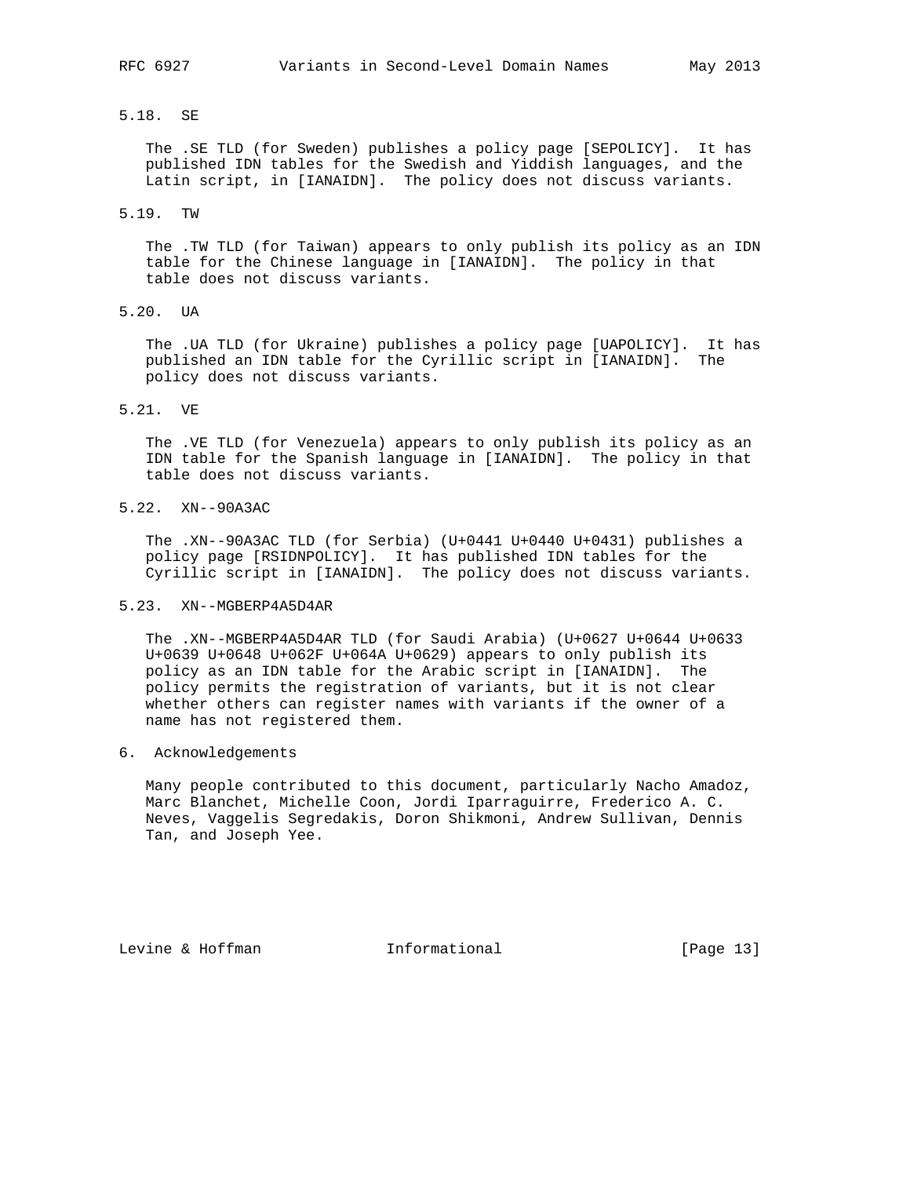### 5.18. SE

The .SE TLD (for Sweden) publishes a policy page [SEPOLICY]. It has published IDN tables for the Swedish and Yiddish languages, and the Latin script, in [IANAIDN]. The policy does not discuss variants.

### 5.19. TW

The .TW TLD (for Taiwan) appears to only publish its policy as an IDN table for the Chinese language in [IANAIDN]. The policy in that table does not discuss variants.

### 5.20. UA

The .UA TLD (for Ukraine) publishes a policy page [UAPOLICY]. It has published an IDN table for the Cyrillic script in [IANAIDN]. The policy does not discuss variants.

### 5.21. VE

The .VE TLD (for Venezuela) appears to only publish its policy as an IDN table for the Spanish language in [IANAIDN]. The policy in that table does not discuss variants.

### 5.22. XN--90A3AC

The .XN--90A3AC TLD (for Serbia) (U+0441 U+0440 U+0431) publishes a policy page [RSIDNPOLICY]. It has published IDN tables for the Cyrillic script in [IANAIDN]. The policy does not discuss variants.

### 5.23. XN--MGBERP4A5D4AR

The .XN--MGBERP4A5D4AR TLD (for Saudi Arabia) (U+0627 U+0644 U+0633 U+0639 U+0648 U+062F U+064A U+0629) appears to only publish its policy as an IDN table for the Arabic script in [IANAIDN]. The policy permits the registration of variants, but it is not clear whether others can register names with variants if the owner of a name has not registered them.

## 6. Acknowledgements

Many people contributed to this document, particularly Nacho Amadoz, Marc Blanchet, Michelle Coon, Jordi Iparraguirre, Frederico A. C. Neves, Vaggelis Segredakis, Doron Shikmoni, Andrew Sullivan, Dennis Tan, and Joseph Yee.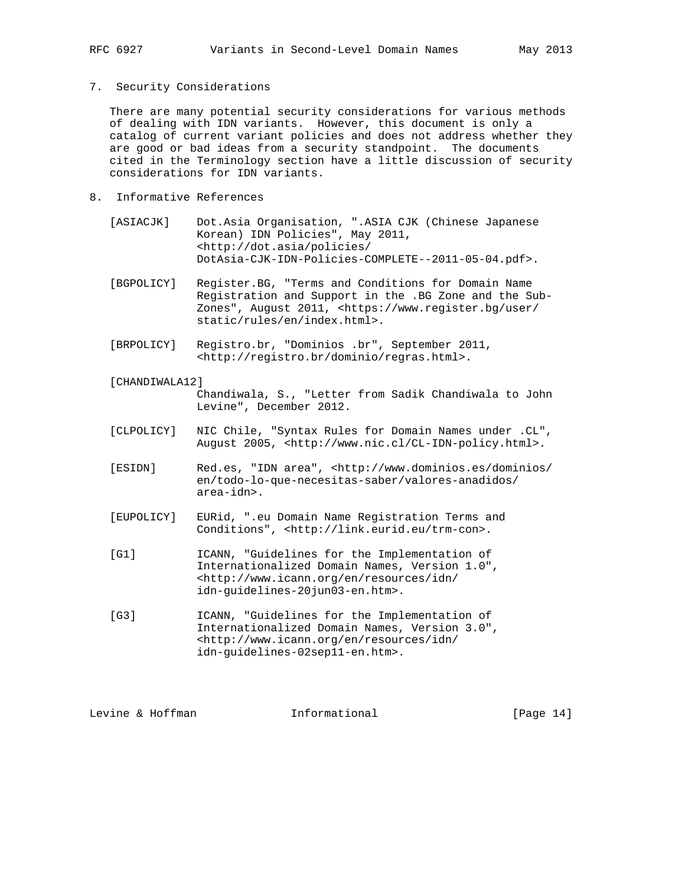## 7. Security Considerations

There are many potential security considerations for various methods of dealing with IDN variants. However, this document is only a catalog of current variant policies and does not address whether they are good or bad ideas from a security standpoint. The documents cited in the Terminology section have a little discussion of security considerations for IDN variants.

## 8. Informative References

[ASIACJK] Dot.Asia Organisation, ".ASIA CJK (Chinese Japanese Korean) IDN Policies", May 2011, <http://dot.asia/policies/DotAsia-CJK-IDN-Policies-COMPLETE--2011-05-04.pdf>.

[BGPOLICY] Register.BG, "Terms and Conditions for Domain Name Registration and Support in the .BG Zone and the Sub-Zones", August 2011, <https://www.register.bg/user/static/rules/en/index.html>.

[BRPOLICY] Registro.br, "Dominios .br", September 2011, <http://registro.br/dominio/regras.html>.

[CHANDIWALA12] Chandiwala, S., "Letter from Sadik Chandiwala to John Levine", December 2012.

[CLPOLICY] NIC Chile, "Syntax Rules for Domain Names under .CL", August 2005, <http://www.nic.cl/CL-IDN-policy.html>.

[ESIDN] Red.es, "IDN area", <http://www.dominios.es/dominios/en/todo-lo-que-necesitas-saber/valores-anadidos/area-idn>.

[EUPOLICY] EURid, ".eu Domain Name Registration Terms and Conditions", <http://link.eurid.eu/trm-con>.

[G1] ICANN, "Guidelines for the Implementation of Internationalized Domain Names, Version 1.0", <http://www.icann.org/en/resources/idn/idn-guidelines-20jun03-en.htm>.

[G3] ICANN, "Guidelines for the Implementation of Internationalized Domain Names, Version 3.0", <http://www.icann.org/en/resources/idn/idn-guidelines-02sep11-en.htm>.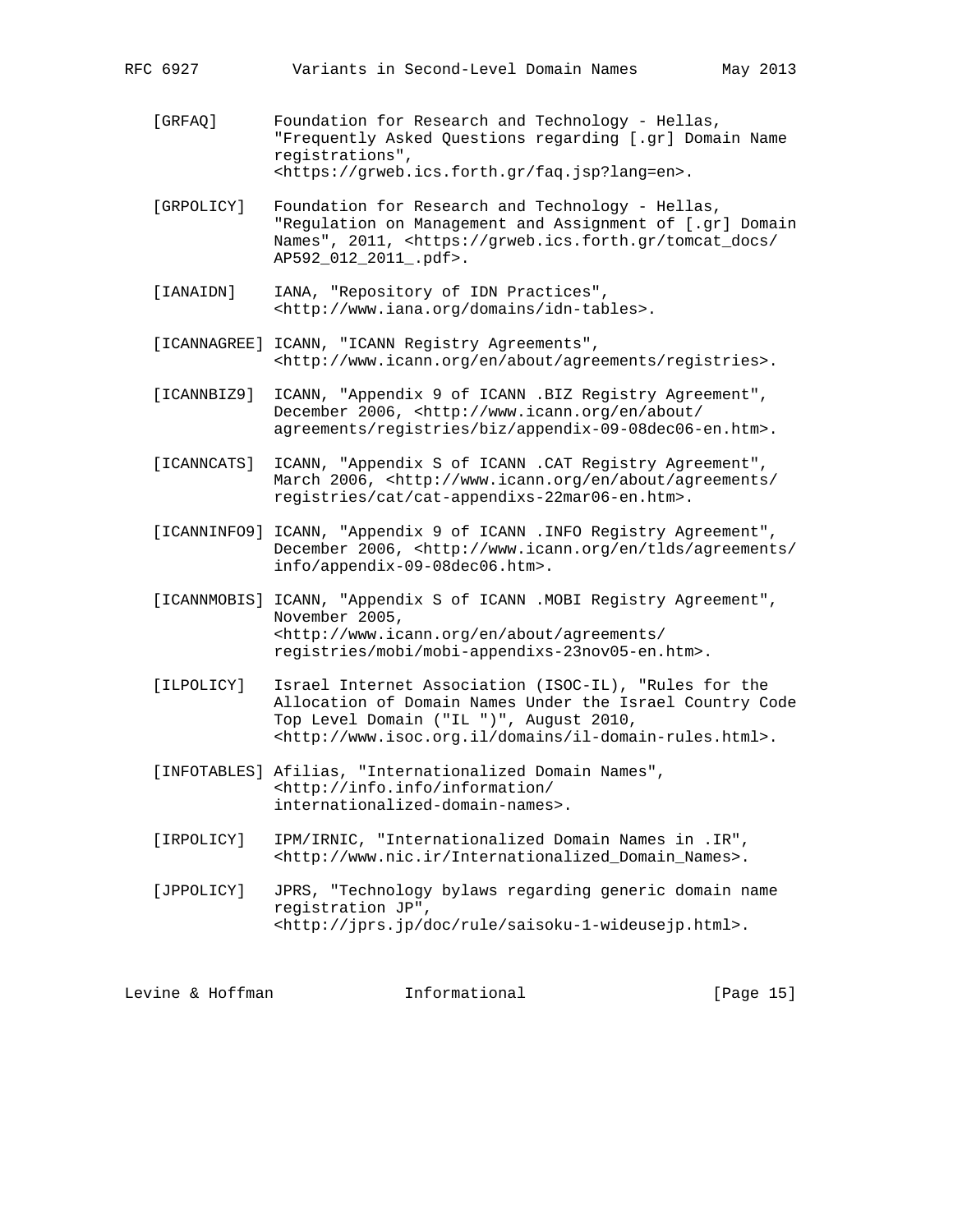[GRFAQ] Foundation for Research and Technology - Hellas, "Frequently Asked Questions regarding [.gr] Domain Name registrations", <https://grweb.ics.forth.gr/faq.jsp?lang=en>.

[GRPOLICY] Foundation for Research and Technology - Hellas, "Regulation on Management and Assignment of [.gr] Domain Names", 2011, <https://grweb.ics.forth.gr/tomcat_docs/AP592_012_2011_.pdf>.

[IANAIDN] IANA, "Repository of IDN Practices", <http://www.iana.org/domains/idn-tables>.

[ICANNAGREE] ICANN, "ICANN Registry Agreements", <http://www.icann.org/en/about/agreements/registries>.

[ICANNBIZ9] ICANN, "Appendix 9 of ICANN .BIZ Registry Agreement", December 2006, <http://www.icann.org/en/about/agreements/registries/biz/appendix-09-08dec06-en.htm>.

[ICANNCATS] ICANN, "Appendix S of ICANN .CAT Registry Agreement", March 2006, <http://www.icann.org/en/about/agreements/registries/cat/cat-appendixs-22mar06-en.htm>.

[ICANNINFO9] ICANN, "Appendix 9 of ICANN .INFO Registry Agreement", December 2006, <http://www.icann.org/en/tlds/agreements/info/appendix-09-08dec06.htm>.

[ICANNMOBIS] ICANN, "Appendix S of ICANN .MOBI Registry Agreement", November 2005, <http://www.icann.org/en/about/agreements/registries/mobi/mobi-appendixs-23nov05-en.htm>.

[ILPOLICY] Israel Internet Association (ISOC-IL), "Rules for the Allocation of Domain Names Under the Israel Country Code Top Level Domain ("IL ")", August 2010, <http://www.isoc.org.il/domains/il-domain-rules.html>.

[INFOTABLES] Afilias, "Internationalized Domain Names", <http://info.info/information/internationalized-domain-names>.

[IRPOLICY] IPM/IRNIC, "Internationalized Domain Names in .IR", <http://www.nic.ir/Internationalized_Domain_Names>.

[JPPOLICY] JPRS, "Technology bylaws regarding generic domain name registration JP", <http://jprs.jp/doc/rule/saisoku-1-wideusejp.html>.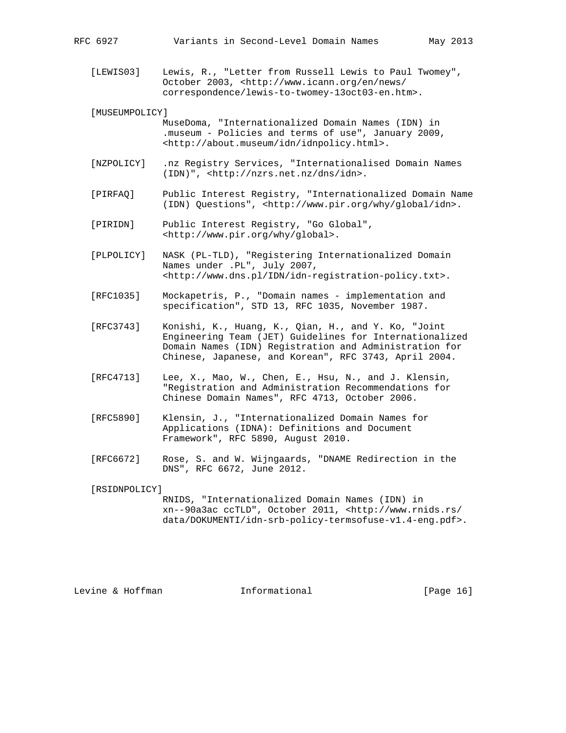[LEWIS03] Lewis, R., "Letter from Russell Lewis to Paul Twomey", October 2003, <http://www.icann.org/en/news/correspondence/lewis-to-twomey-13oct03-en.htm>.

[MUSEUMPOLICY] MuseDoma, "Internationalized Domain Names (IDN) in .museum - Policies and terms of use", January 2009, <http://about.museum/idn/idnpolicy.html>.

[NZPOLICY] .nz Registry Services, "Internationalised Domain Names (IDN)", <http://nzrs.net.nz/dns/idn>.

[PIRFAQ] Public Interest Registry, "Internationalized Domain Name (IDN) Questions", <http://www.pir.org/why/global/idn>.

[PIRIDN] Public Interest Registry, "Go Global", <http://www.pir.org/why/global>.

[PLPOLICY] NASK (PL-TLD), "Registering Internationalized Domain Names under .PL", July 2007, <http://www.dns.pl/IDN/idn-registration-policy.txt>.

[RFC1035] Mockapetris, P., "Domain names - implementation and specification", STD 13, RFC 1035, November 1987.

[RFC3743] Konishi, K., Huang, K., Qian, H., and Y. Ko, "Joint Engineering Team (JET) Guidelines for Internationalized Domain Names (IDN) Registration and Administration for Chinese, Japanese, and Korean", RFC 3743, April 2004.

[RFC4713] Lee, X., Mao, W., Chen, E., Hsu, N., and J. Klensin, "Registration and Administration Recommendations for Chinese Domain Names", RFC 4713, October 2006.

[RFC5890] Klensin, J., "Internationalized Domain Names for Applications (IDNA): Definitions and Document Framework", RFC 5890, August 2010.

[RFC6672] Rose, S. and W. Wijngaards, "DNAME Redirection in the DNS", RFC 6672, June 2012.

[RSIDNPOLICY] RNIDS, "Internationalized Domain Names (IDN) in xn--90a3ac ccTLD", October 2011, <http://www.rnids.rs/data/DOKUMENTI/idn-srb-policy-termsofuse-v1.4-eng.pdf>.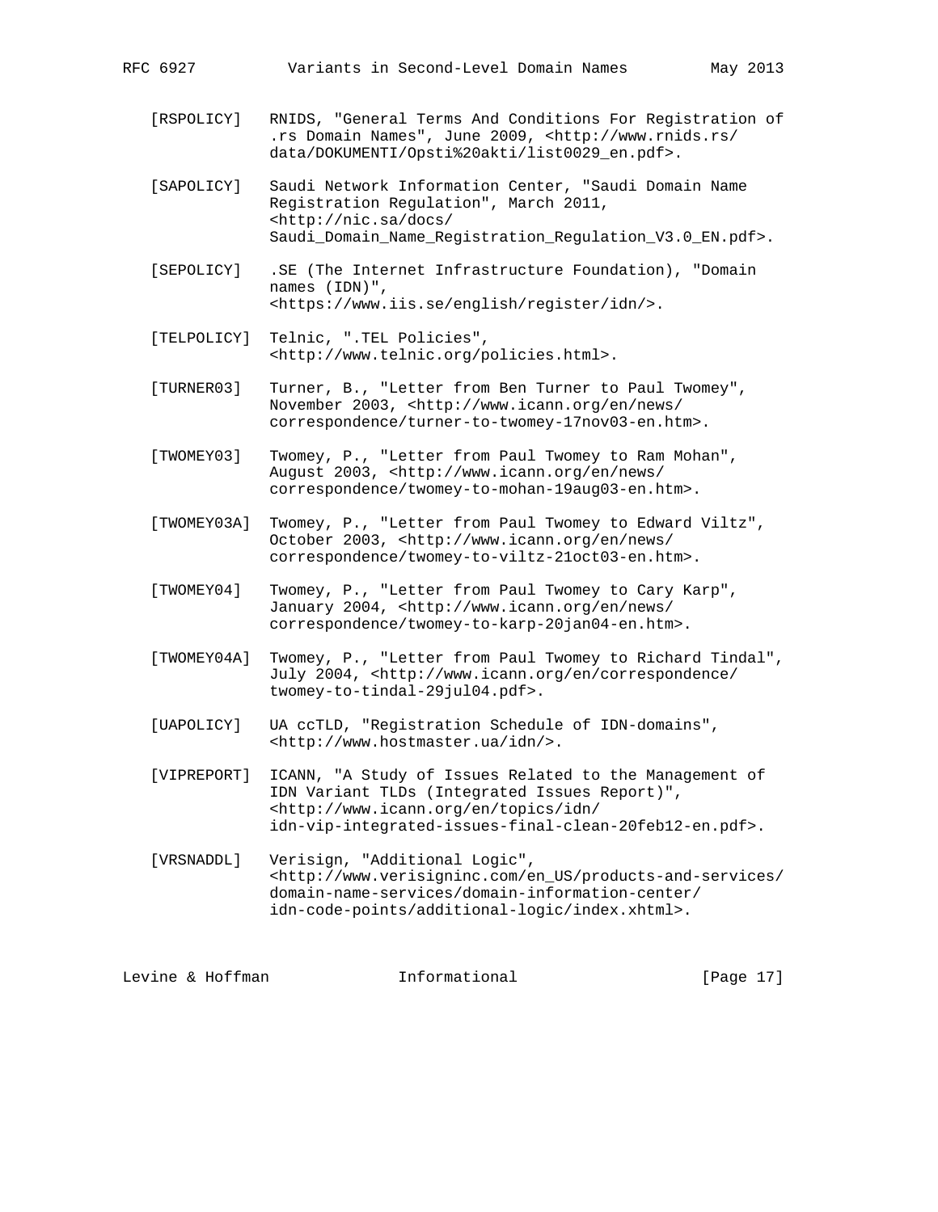[RSPOLICY] RNIDS, "General Terms And Conditions For Registration of .rs Domain Names", June 2009, <http://www.rnids.rs/data/DOKUMENTI/Opsti%20akti/list0029_en.pdf>.

[SAPOLICY] Saudi Network Information Center, "Saudi Domain Name Registration Regulation", March 2011, <http://nic.sa/docs/Saudi_Domain_Name_Registration_Regulation_V3.0_EN.pdf>.

[SEPOLICY] .SE (The Internet Infrastructure Foundation), "Domain names (IDN)", <https://www.iis.se/english/register/idn/>.

[TELPOLICY] Telnic, ".TEL Policies", <http://www.telnic.org/policies.html>.

[TURNER03] Turner, B., "Letter from Ben Turner to Paul Twomey", November 2003, <http://www.icann.org/en/news/correspondence/turner-to-twomey-17nov03-en.htm>.

[TWOMEY03] Twomey, P., "Letter from Paul Twomey to Ram Mohan", August 2003, <http://www.icann.org/en/news/correspondence/twomey-to-mohan-19aug03-en.htm>.

[TWOMEY03A] Twomey, P., "Letter from Paul Twomey to Edward Viltz", October 2003, <http://www.icann.org/en/news/correspondence/twomey-to-viltz-21oct03-en.htm>.

[TWOMEY04] Twomey, P., "Letter from Paul Twomey to Cary Karp", January 2004, <http://www.icann.org/en/news/correspondence/twomey-to-karp-20jan04-en.htm>.

[TWOMEY04A] Twomey, P., "Letter from Paul Twomey to Richard Tindal", July 2004, <http://www.icann.org/en/correspondence/twomey-to-tindal-29jul04.pdf>.

[UAPOLICY] UA ccTLD, "Registration Schedule of IDN-domains", <http://www.hostmaster.ua/idn/>.

[VIPREPORT] ICANN, "A Study of Issues Related to the Management of IDN Variant TLDs (Integrated Issues Report)", <http://www.icann.org/en/topics/idn/idn-vip-integrated-issues-final-clean-20feb12-en.pdf>.

[VRSNADDL] Verisign, "Additional Logic", <http://www.verisigninc.com/en_US/products-and-services/domain-name-services/domain-information-center/idn-code-points/additional-logic/index.xhtml>.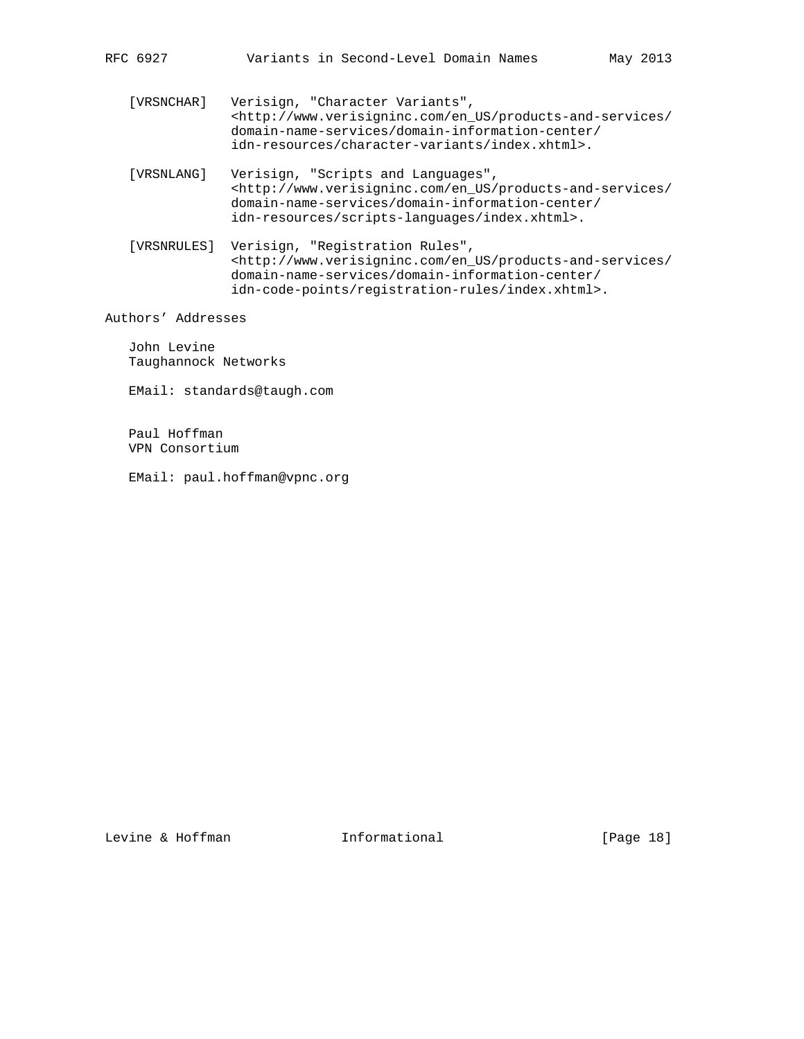[VRSNCHAR] Verisign, "Character Variants", <http://www.verisigninc.com/en_US/products-and-services/domain-name-services/domain-information-center/idn-resources/character-variants/index.xhtml>.

[VRSNLANG] Verisign, "Scripts and Languages", <http://www.verisigninc.com/en_US/products-and-services/domain-name-services/domain-information-center/idn-resources/scripts-languages/index.xhtml>.

[VRSNRULES] Verisign, "Registration Rules", <http://www.verisigninc.com/en_US/products-and-services/domain-name-services/domain-information-center/idn-code-points/registration-rules/index.xhtml>.

## Authors' Addresses

John Levine
Taughannock Networks

EMail: standards@taugh.com

Paul Hoffman
VPN Consortium

EMail: paul.hoffman@vpnc.org